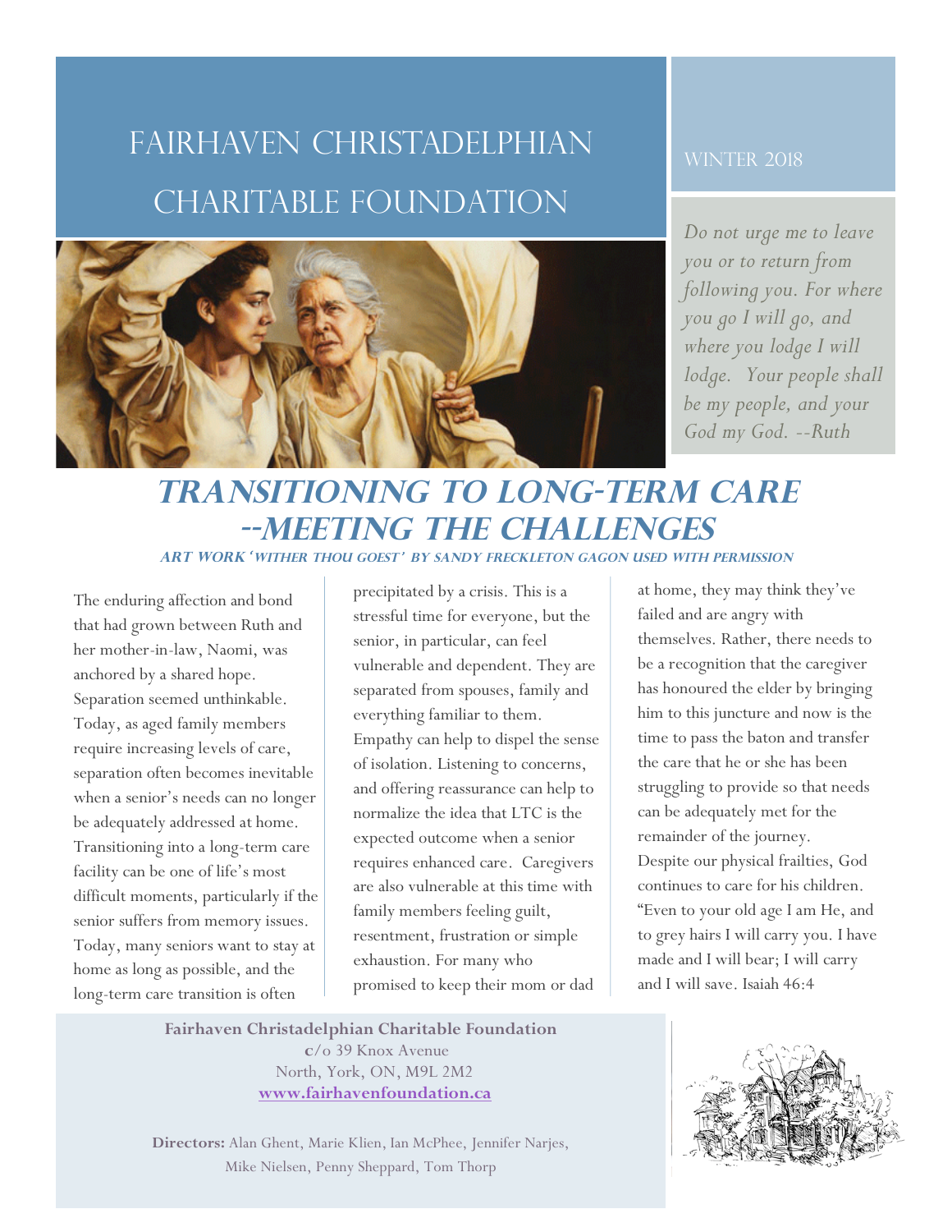# Fairhaven Christadelphian Charitable Foundation

Winter 2018

*Do not urge me to leave you or to return from following you. For where you go I will go, and where you lodge I will lodge. Your people shall be my people, and your God my God. --Ruth*

## *Transitioning to Long-Term Care --Meeting the Challenges*

*Art work 'Wither Thou Goest' by Sandy Freckleton Gagon used with permission*

The enduring affection and bond that had grown between Ruth and her mother-in-law, Naomi, was anchored by a shared hope. Separation seemed unthinkable. Today, as aged family members require increasing levels of care, separation often becomes inevitable when a senior's needs can no longer be adequately addressed at home. Transitioning into a long-term care facility can be one of life's most difficult moments, particularly if the senior suffers from memory issues. Today, many seniors want to stay at home as long as possible, and the long-term care transition is often precipitated by a crisis. This is a stressful time for everyone, but the senior, in particular, can feel vulnerable and dependent. They are separated from spouses, family and everything familiar to them. Empathy can help to dispel the sense of isolation. Listening to concerns, and offering reassurance can help to normalize the idea that LTC is the expected outcome when a senior requires enhanced care. Caregivers are also vulnerable at this time with family members feeling guilt, resentment, frustration or simple exhaustion. For many who promised to keep their mom or dad at home, they may think they've failed and are angry with themselves. Rather, there needs to be a recognition that the caregiver has honoured the elder by bringing him to this juncture and now is the time to pass the baton and transfer the care that he or she has been struggling to provide so that needs can be adequately met for the remainder of the journey. Despite our physical frailties, God continues to care for his children. "Even to your old age I am He, and to grey hairs I will carry you. I have made and I will bear; I will carry and I will save. Isaiah 46:4

**Fairhaven Christadelphian Charitable Foundation**
c/o 39 Knox Avenue
North, York, ON, M9L 2M2
[www.fairhavenfoundation.ca](http://www.fairhavenfoundation.ca)

**Directors:** Alan Ghent, Marie Klien, Ian McPhee, Jennifer Narjes, Mike Nielsen, Penny Sheppard, Tom Thorp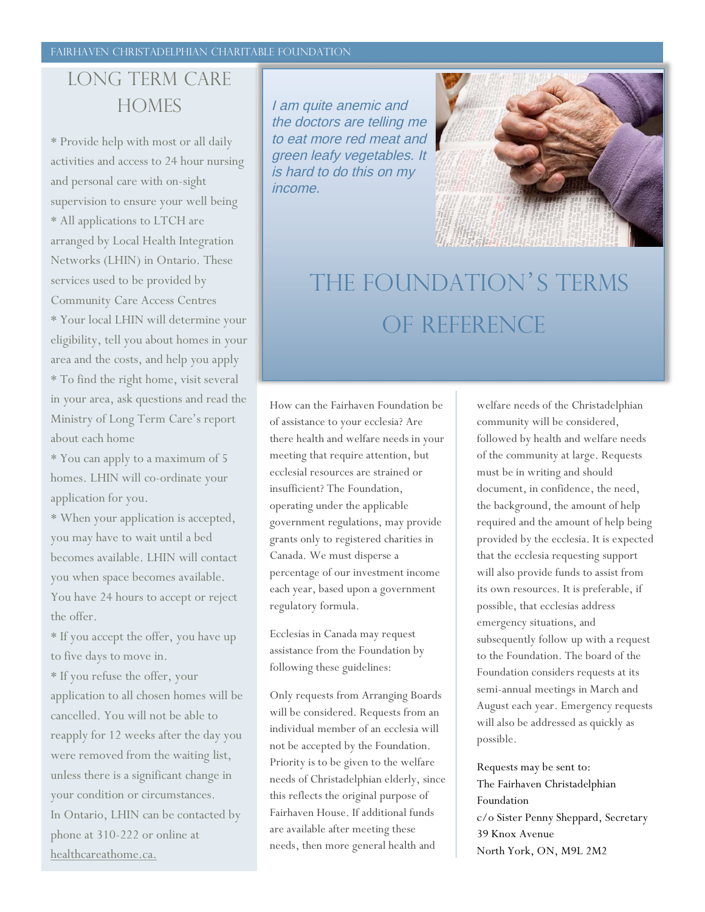## LONG TERM CARE HOMES

* Provide help with most or all daily activities and access to 24 hour nursing and personal care with on-sight supervision to ensure your well being
* All applications to LTCH are arranged by Local Health Integration Networks (LHIN) in Ontario. These services used to be provided by Community Care Access Centres
* Your local LHIN will determine your eligibility, tell you about homes in your area and the costs, and help you apply
* To find the right home, visit several in your area, ask questions and read the Ministry of Long Term Care's report about each home
* You can apply to a maximum of 5 homes. LHIN will co-ordinate your application for you.
* When your application is accepted, you may have to wait until a bed becomes available. LHIN will contact you when space becomes available. You have 24 hours to accept or reject the offer.
* If you accept the offer, you have up to five days to move in.
* If you refuse the offer, your application to all chosen homes will be cancelled. You will not be able to reapply for 12 weeks after the day you were removed from the waiting list, unless there is a significant change in your condition or circumstances.

In Ontario, LHIN can be contacted by phone at 310-222 or online at healthcareathome.ca.

*I am quite anemic and the doctors are telling me to eat more red meat and green leafy vegetables. It is hard to do this on my income.*

# THE FOUNDATION'S TERMS OF REFERENCE

How can the Fairhaven Foundation be of assistance to your ecclesia? Are there health and welfare needs in your meeting that require attention, but ecclesial resources are strained or insufficient? The Foundation, operating under the applicable government regulations, may provide grants only to registered charities in Canada. We must disperse a percentage of our investment income each year, based upon a government regulatory formula.

Ecclesias in Canada may request assistance from the Foundation by following these guidelines:

Only requests from Arranging Boards will be considered. Requests from an individual member of an ecclesia will not be accepted by the Foundation. Priority is to be given to the welfare needs of Christadelphian elderly, since this reflects the original purpose of Fairhaven House. If additional funds are available after meeting these needs, then more general health and welfare needs of the Christadelphian community will be considered, followed by health and welfare needs of the community at large. Requests must be in writing and should document, in confidence, the need, the background, the amount of help required and the amount of help being provided by the ecclesia. It is expected that the ecclesia requesting support will also provide funds to assist from its own resources. It is preferable, if possible, that ecclesias address emergency situations, and subsequently follow up with a request to the Foundation. The board of the Foundation considers requests at its semi-annual meetings in March and August each year. Emergency requests will also be addressed as quickly as possible.

Requests may be sent to:
The Fairhaven Christadelphian Foundation
c/o Sister Penny Sheppard, Secretary
39 Knox Avenue
North York, ON, M9L 2M2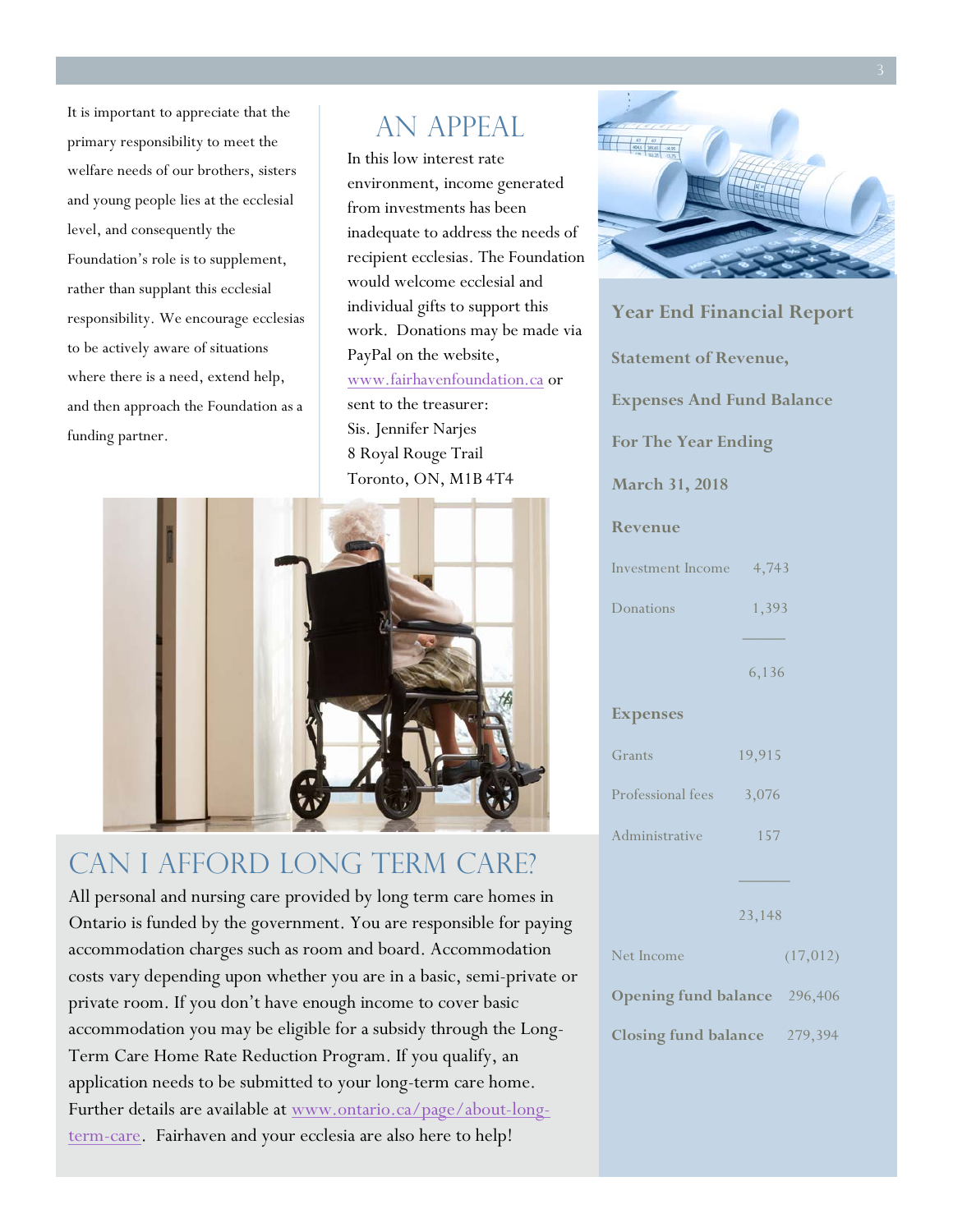It is important to appreciate that the primary responsibility to meet the welfare needs of our brothers, sisters and young people lies at the ecclesial level, and consequently the Foundation's role is to supplement, rather than supplant this ecclesial responsibility. We encourage ecclesias to be actively aware of situations where there is a need, extend help, and then approach the Foundation as a funding partner.

## AN APPEAL

In this low interest rate environment, income generated from investments has been inadequate to address the needs of recipient ecclesias. The Foundation would welcome ecclesial and individual gifts to support this work. Donations may be made via PayPal on the website, www.fairhavenfoundation.ca or sent to the treasurer:
Sis. Jennifer Narjes
8 Royal Rouge Trail
Toronto, ON, M1B 4T4

## CAN I AFFORD LONG TERM CARE?

All personal and nursing care provided by long term care homes in Ontario is funded by the government. You are responsible for paying accommodation charges such as room and board. Accommodation costs vary depending upon whether you are in a basic, semi-private or private room. If you don't have enough income to cover basic accommodation you may be eligible for a subsidy through the Long-Term Care Home Rate Reduction Program. If you qualify, an application needs to be submitted to your long-term care home. Further details are available at www.ontario.ca/page/about-long-term-care. Fairhaven and your ecclesia are also here to help!

### Year End Financial Report

**Statement of Revenue, Expenses And Fund Balance For The Year Ending March 31, 2018**

| | |
|---|---|
| **Revenue** | |
| Investment Income | 4,743 |
| Donations | 1,393 |
| | 6,136 |
| **Expenses** | |
| Grants | 19,915 |
| Professional fees | 3,076 |
| Administrative | 157 |
| | 23,148 |
| Net Income | (17,012) |
| **Opening fund balance** | 296,406 |
| **Closing fund balance** | 279,394 |